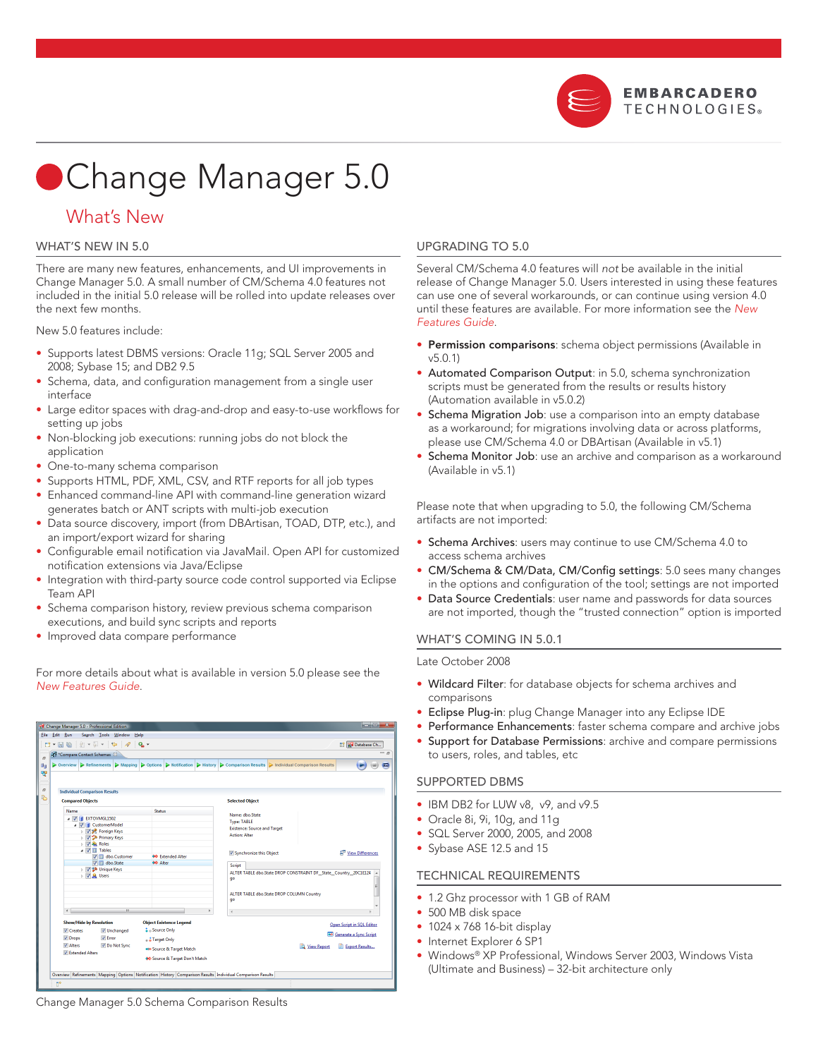EMBARCADERO TECHNOLOGIES

# Change Manager 5.0

## What's New

### WHAT'S NEW IN 5.0

There are many new features, enhancements, and UI improvements in Change Manager 5.0. A small number of CM/Schema 4.0 features not included in the initial 5.0 release will be rolled into update releases over the next few months.

New 5.0 features include:

- Supports latest DBMS versions: Oracle 11g; SQL Server 2005 and 2008; Sybase 15; and DB2 9.5
- Schema, data, and configuration management from a single user interface
- Large editor spaces with drag-and-drop and easy-to-use workflows for setting up jobs
- Non-blocking job executions: running jobs do not block the application
- One-to-many schema comparison
- Supports HTML, PDF, XML, CSV, and RTF reports for all job types
- Enhanced command-line API with command-line generation wizard generates batch or ANT scripts with multi-job execution
- Data source discovery, import (from DBArtisan, TOAD, DTP, etc.), and an import/export wizard for sharing
- Configurable email notification via JavaMail. Open API for customized notification extensions via Java/Eclipse
- Integration with third-party source code control supported via Eclipse Team API
- Schema comparison history, review previous schema comparison executions, and build sync scripts and reports
- Improved data compare performance

For more details about what is available in version 5.0 please see the *New Features Guide*.

Change Manager 5.0 Schema Comparison Results

### UPGRADING TO 5.0

Several CM/Schema 4.0 features will *not* be available in the initial release of Change Manager 5.0. Users interested in using these features can use one of several workarounds, or can continue using version 4.0 until these features are available. For more information see the *New Features Guide*.

- **Permission comparisons**: schema object permissions (Available in v5.0.1)
- **Automated Comparison Output**: in 5.0, schema synchronization scripts must be generated from the results or results history (Automation available in v5.0.2)
- **Schema Migration Job**: use a comparison into an empty database as a workaround; for migrations involving data or across platforms, please use CM/Schema 4.0 or DBArtisan (Available in v5.1)
- **Schema Monitor Job**: use an archive and comparison as a workaround (Available in v5.1)

Please note that when upgrading to 5.0, the following CM/Schema artifacts are not imported:

- **Schema Archives**: users may continue to use CM/Schema 4.0 to access schema archives
- **CM/Schema & CM/Data, CM/Config settings**: 5.0 sees many changes in the options and configuration of the tool; settings are not imported
- **Data Source Credentials**: user name and passwords for data sources are not imported, though the "trusted connection" option is imported

### WHAT'S COMING IN 5.0.1

Late October 2008

- **Wildcard Filter**: for database objects for schema archives and comparisons
- **Eclipse Plug-in**: plug Change Manager into any Eclipse IDE
- **Performance Enhancements**: faster schema compare and archive jobs
- **Support for Database Permissions**: archive and compare permissions to users, roles, and tables, etc

### SUPPORTED DBMS

- IBM DB2 for LUW v8, v9, and v9.5
- Oracle 8i, 9i, 10g, and 11g
- SQL Server 2000, 2005, and 2008
- Sybase ASE 12.5 and 15

### TECHNICAL REQUIREMENTS

- 1.2 Ghz processor with 1 GB of RAM
- 500 MB disk space
- 1024 x 768 16-bit display
- Internet Explorer 6 SP1
- Windows® XP Professional, Windows Server 2003, Windows Vista (Ultimate and Business) – 32-bit architecture only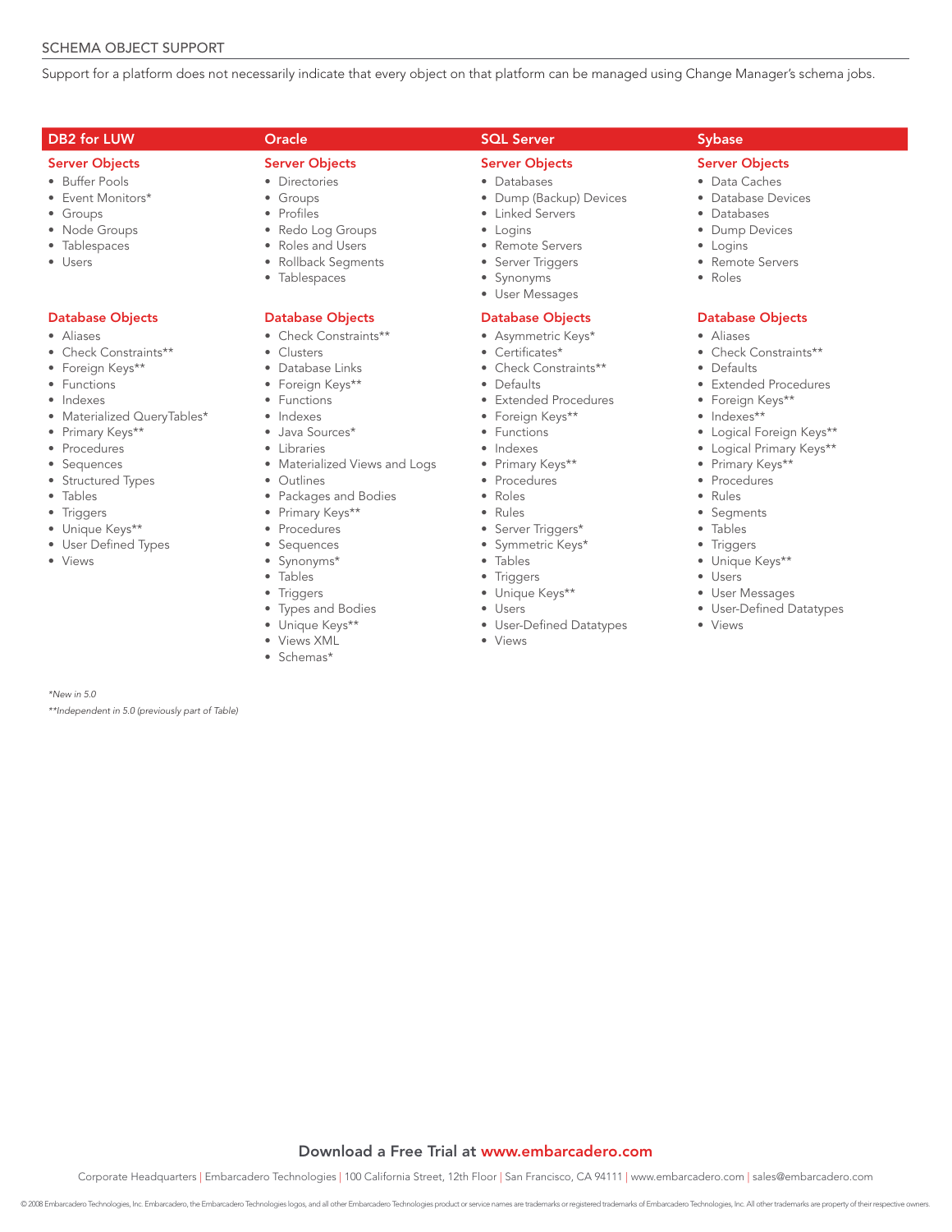## SCHEMA OBJECT SUPPORT

Support for a platform does not necessarily indicate that every object on that platform can be managed using Change Manager's schema jobs.

### DB2 for LUW

#### Server Objects

- Buffer Pools
- Event Monitors*
- Groups
- Node Groups
- Tablespaces
- Users

#### Database Objects

- Aliases
- Check Constraints**
- Foreign Keys**
- Functions
- Indexes
- Materialized QueryTables*
- Primary Keys**
- Procedures
- Sequences
- Structured Types
- Tables
- Triggers
- Unique Keys**
- User Defined Types
- Views

### Oracle

#### Server Objects

- Directories
- Groups
- Profiles
- Redo Log Groups
- Roles and Users
- Rollback Segments
- Tablespaces

#### Database Objects

- Check Constraints**
- Clusters
- Database Links
- Foreign Keys**
- Functions
- Indexes
- Java Sources*
- Libraries
- Materialized Views and Logs
- Outlines
- Packages and Bodies
- Primary Keys**
- Procedures
- Sequences
- Synonyms*
- Tables
- Triggers
- Types and Bodies
- Unique Keys**
- Views XML
- Schemas*

### SQL Server

#### Server Objects

- Databases
- Dump (Backup) Devices
- Linked Servers
- Logins
- Remote Servers
- Server Triggers
- Synonyms
- User Messages

#### Database Objects

- Asymmetric Keys*
- Certificates*
- Check Constraints**
- Defaults
- Extended Procedures
- Foreign Keys**
- Functions
- Indexes
- Primary Keys**
- Procedures
- Roles
- Rules
- Server Triggers*
- Symmetric Keys*
- Tables
- Triggers
- Unique Keys**
- Users
- User-Defined Datatypes
- Views

### Sybase

#### Server Objects

- Data Caches
- Database Devices
- Databases
- Dump Devices
- Logins
- Remote Servers
- Roles

#### Database Objects

- Aliases
- Check Constraints**
- Defaults
- Extended Procedures
- Foreign Keys**
- Indexes**
- Logical Foreign Keys**
- Logical Primary Keys**
- Primary Keys**
- Procedures
- Rules
- Segments
- Tables
- Triggers
- Unique Keys**
- Users
- User Messages
- User-Defined Datatypes
- Views

*\*New in 5.0*

*\*\*Independent in 5.0 (previously part of Table)*

**Download a Free Trial at www.embarcadero.com**

Corporate Headquarters | Embarcadero Technologies | 100 California Street, 12th Floor | San Francisco, CA 94111 | www.embarcadero.com | sales@embarcadero.com

© 2008 Embarcadero Technologies, Inc. Embarcadero, the Embarcadero Technologies logos, and all other Embarcadero Technologies product or service names are trademarks or registered trademarks of Embarcadero Technologies, Inc. All other trademarks are property of their respective owners.